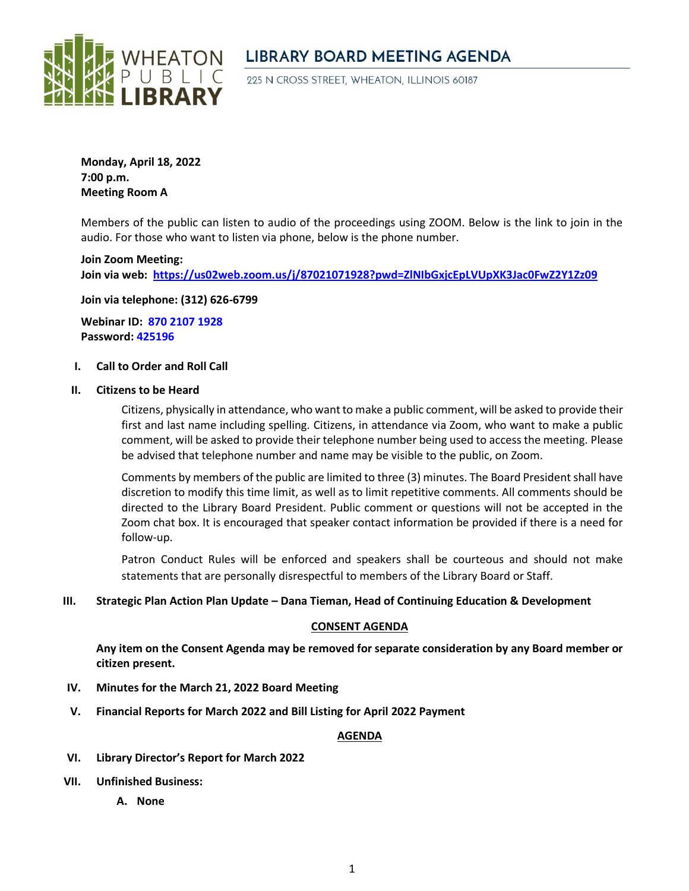WHEATON PUBLIC LIBRARY

# LIBRARY BOARD MEETING AGENDA

225 N CROSS STREET, WHEATON, ILLINOIS 60187

**Monday, April 18, 2022**
**7:00 p.m.**
**Meeting Room A**

Members of the public can listen to audio of the proceedings using ZOOM. Below is the link to join in the audio. For those who want to listen via phone, below is the phone number.

**Join Zoom Meeting:**
**Join via web: https://us02web.zoom.us/j/87021071928?pwd=ZlNIbGxjcEpLVUpXK3Jac0FwZ2Y1Zz09**

**Join via telephone: (312) 626-6799**

**Webinar ID: 870 2107 1928**
**Password: 425196**

I. **Call to Order and Roll Call**

II. **Citizens to be Heard**

Citizens, physically in attendance, who want to make a public comment, will be asked to provide their first and last name including spelling. Citizens, in attendance via Zoom, who want to make a public comment, will be asked to provide their telephone number being used to access the meeting. Please be advised that telephone number and name may be visible to the public, on Zoom.

Comments by members of the public are limited to three (3) minutes. The Board President shall have discretion to modify this time limit, as well as to limit repetitive comments. All comments should be directed to the Library Board President. Public comment or questions will not be accepted in the Zoom chat box. It is encouraged that speaker contact information be provided if there is a need for follow-up.

Patron Conduct Rules will be enforced and speakers shall be courteous and should not make statements that are personally disrespectful to members of the Library Board or Staff.

III. **Strategic Plan Action Plan Update – Dana Tieman, Head of Continuing Education & Development**

## CONSENT AGENDA

**Any item on the Consent Agenda may be removed for separate consideration by any Board member or citizen present.**

IV. **Minutes for the March 21, 2022 Board Meeting**

V. **Financial Reports for March 2022 and Bill Listing for April 2022 Payment**

## AGENDA

VI. **Library Director's Report for March 2022**

VII. **Unfinished Business:**

A. **None**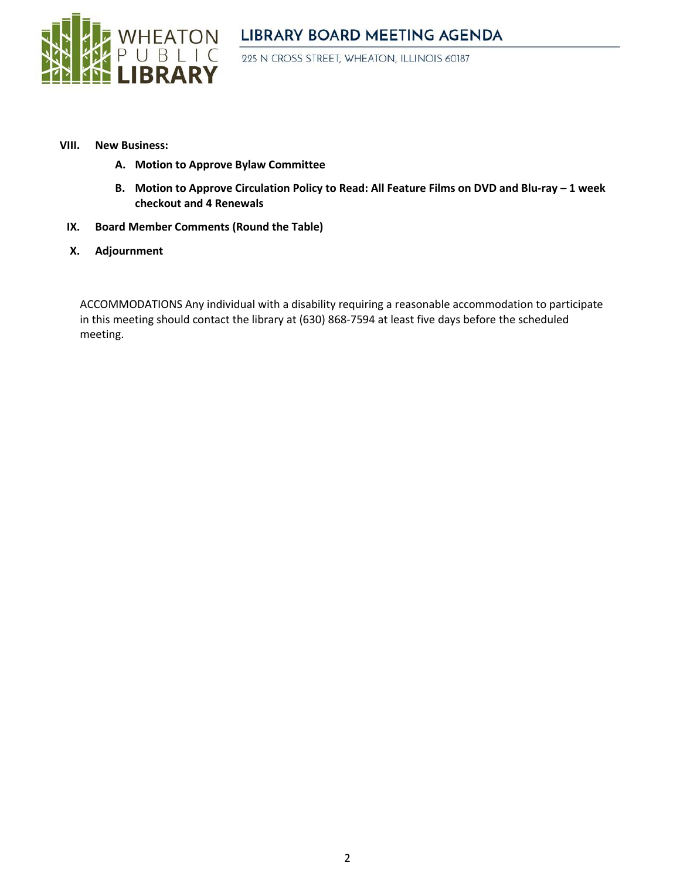# LIBRARY BOARD MEETING AGENDA

225 N CROSS STREET, WHEATON, ILLINOIS 60187

**VIII. New Business:**

- **A. Motion to Approve Bylaw Committee**
- **B. Motion to Approve Circulation Policy to Read: All Feature Films on DVD and Blu-ray – 1 week checkout and 4 Renewals**

**IX. Board Member Comments (Round the Table)**

**X. Adjournment**

ACCOMMODATIONS Any individual with a disability requiring a reasonable accommodation to participate in this meeting should contact the library at (630) 868-7594 at least five days before the scheduled meeting.